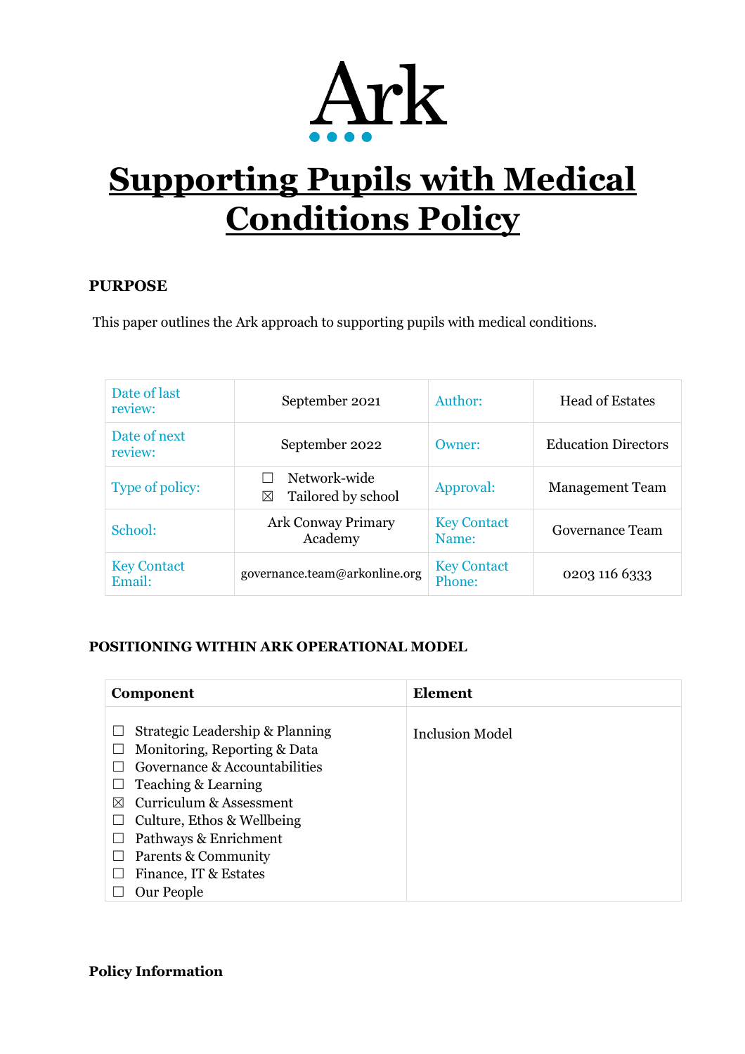Ark

# Supporting Pupils with Medical Conditions Policy

**PURPOSE**

This paper outlines the Ark approach to supporting pupils with medical conditions.

| Date of last review: | September 2021 | Author: | Head of Estates |
|---|---|---|---|
| Date of next review: | September 2022 | Owner: | Education Directors |
| Type of policy: | ☐ Network-wide<br>☒ Tailored by school | Approval: | Management Team |
| School: | Ark Conway Primary Academy | Key Contact Name: | Governance Team |
| Key Contact Email: | governance.team@arkonline.org | Key Contact Phone: | 0203 116 6333 |

**POSITIONING WITHIN ARK OPERATIONAL MODEL**

| Component | Element |
|---|---|
| ☐ Strategic Leadership & Planning<br>☐ Monitoring, Reporting & Data<br>☐ Governance & Accountabilities<br>☐ Teaching & Learning<br>☒ Curriculum & Assessment<br>☐ Culture, Ethos & Wellbeing<br>☐ Pathways & Enrichment<br>☐ Parents & Community<br>☐ Finance, IT & Estates<br>☐ Our People | Inclusion Model |

**Policy Information**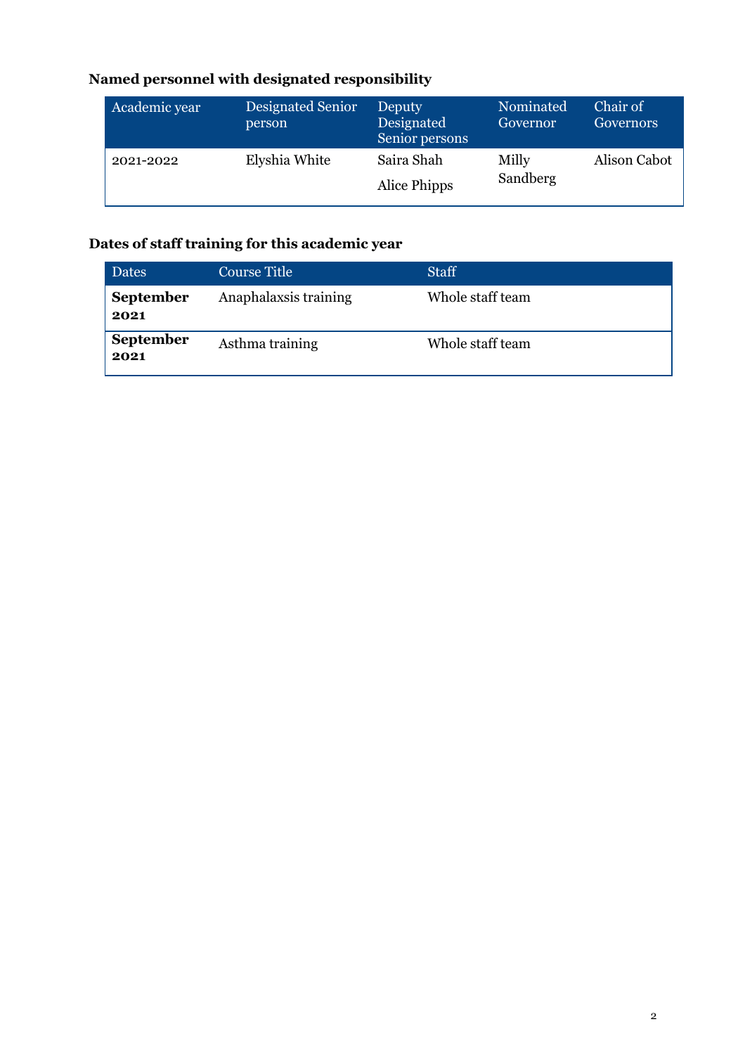### Named personnel with designated responsibility

| Academic year | Designated Senior person | Deputy Designated Senior persons | Nominated Governor | Chair of Governors |
|---|---|---|---|---|
| 2021-2022 | Elyshia White | Saira Shah<br>Alice Phipps | Milly Sandberg | Alison Cabot |

### Dates of staff training for this academic year

| Dates | Course Title | Staff |
|---|---|---|
| **September 2021** | Anaphalaxsis training | Whole staff team |
| **September 2021** | Asthma training | Whole staff team |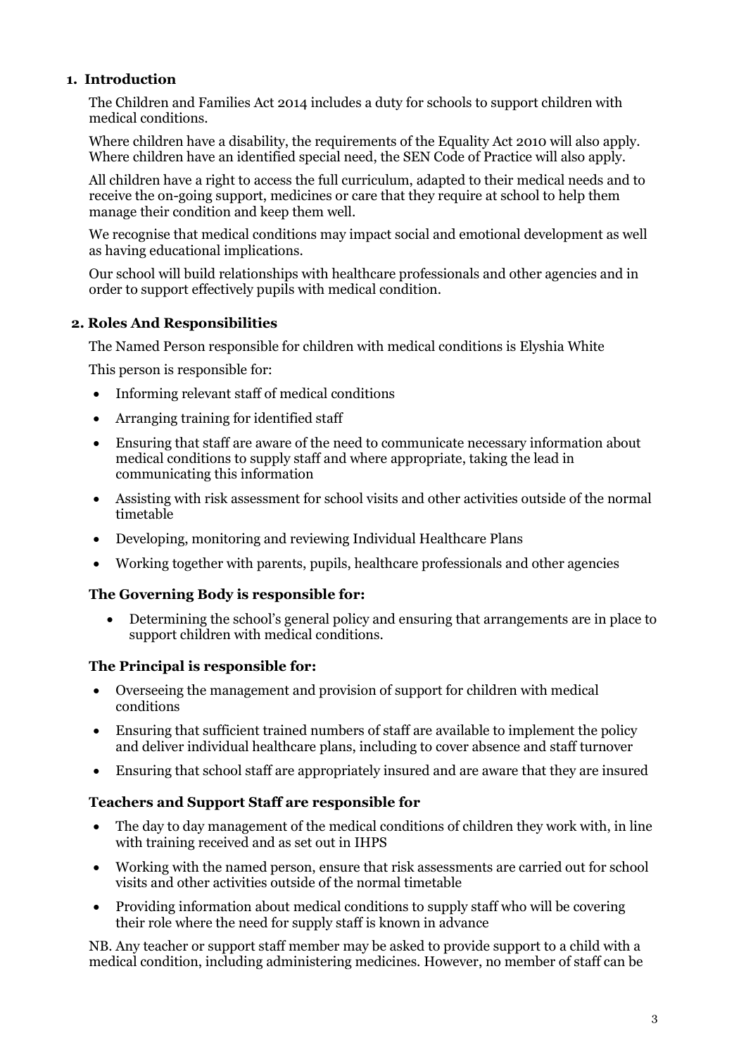## 1. Introduction

The Children and Families Act 2014 includes a duty for schools to support children with medical conditions.

Where children have a disability, the requirements of the Equality Act 2010 will also apply. Where children have an identified special need, the SEN Code of Practice will also apply.

All children have a right to access the full curriculum, adapted to their medical needs and to receive the on-going support, medicines or care that they require at school to help them manage their condition and keep them well.

We recognise that medical conditions may impact social and emotional development as well as having educational implications.

Our school will build relationships with healthcare professionals and other agencies and in order to support effectively pupils with medical condition.

## 2. Roles And Responsibilities

The Named Person responsible for children with medical conditions is Elyshia White

This person is responsible for:

- Informing relevant staff of medical conditions
- Arranging training for identified staff
- Ensuring that staff are aware of the need to communicate necessary information about medical conditions to supply staff and where appropriate, taking the lead in communicating this information
- Assisting with risk assessment for school visits and other activities outside of the normal timetable
- Developing, monitoring and reviewing Individual Healthcare Plans
- Working together with parents, pupils, healthcare professionals and other agencies

### The Governing Body is responsible for:

- Determining the school's general policy and ensuring that arrangements are in place to support children with medical conditions.

### The Principal is responsible for:

- Overseeing the management and provision of support for children with medical conditions
- Ensuring that sufficient trained numbers of staff are available to implement the policy and deliver individual healthcare plans, including to cover absence and staff turnover
- Ensuring that school staff are appropriately insured and are aware that they are insured

### Teachers and Support Staff are responsible for

- The day to day management of the medical conditions of children they work with, in line with training received and as set out in IHPS
- Working with the named person, ensure that risk assessments are carried out for school visits and other activities outside of the normal timetable
- Providing information about medical conditions to supply staff who will be covering their role where the need for supply staff is known in advance

NB. Any teacher or support staff member may be asked to provide support to a child with a medical condition, including administering medicines. However, no member of staff can be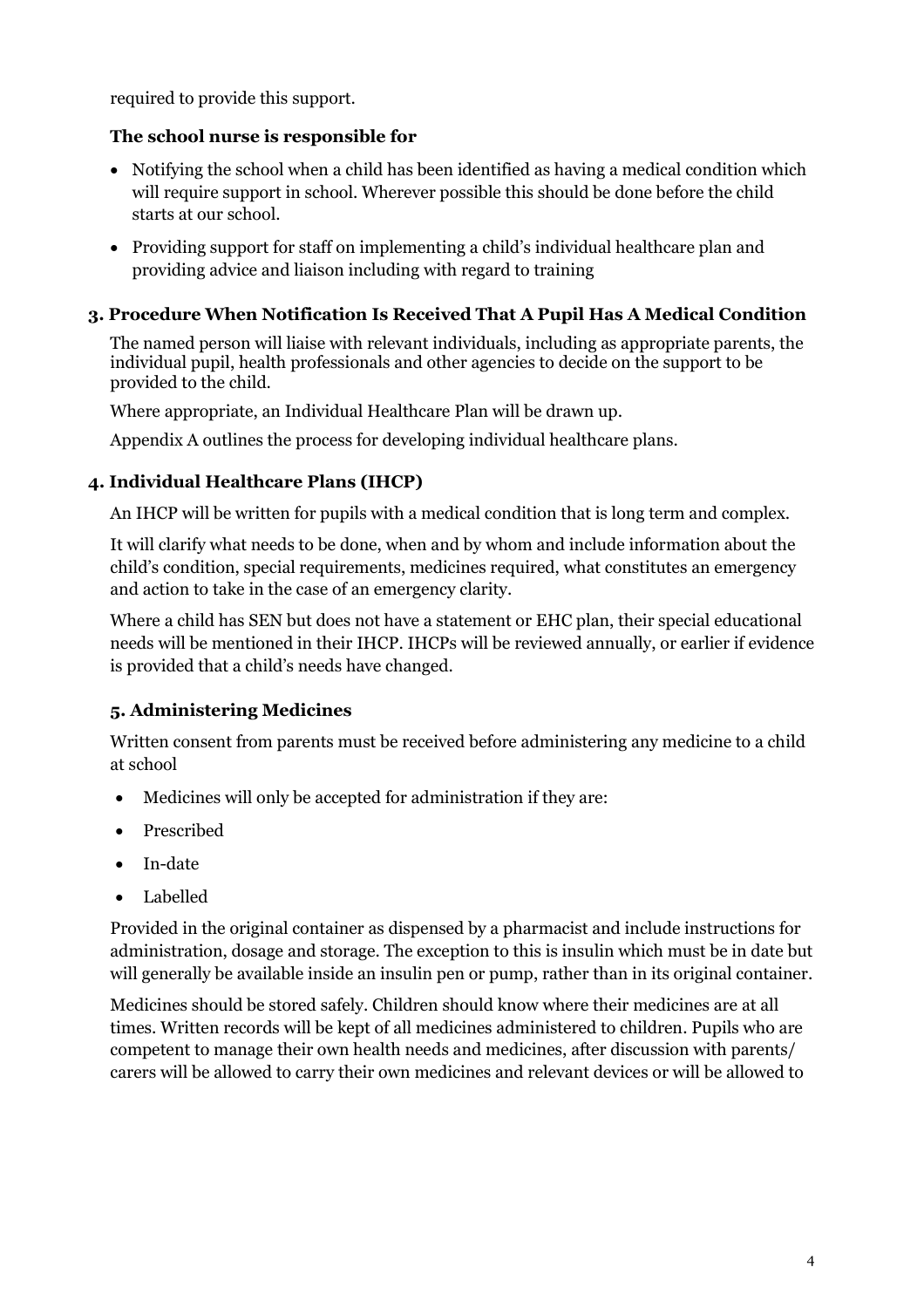required to provide this support.

### The school nurse is responsible for

- Notifying the school when a child has been identified as having a medical condition which will require support in school. Wherever possible this should be done before the child starts at our school.
- Providing support for staff on implementing a child's individual healthcare plan and providing advice and liaison including with regard to training

## 3. Procedure When Notification Is Received That A Pupil Has A Medical Condition

The named person will liaise with relevant individuals, including as appropriate parents, the individual pupil, health professionals and other agencies to decide on the support to be provided to the child.

Where appropriate, an Individual Healthcare Plan will be drawn up.

Appendix A outlines the process for developing individual healthcare plans.

## 4. Individual Healthcare Plans (IHCP)

An IHCP will be written for pupils with a medical condition that is long term and complex.

It will clarify what needs to be done, when and by whom and include information about the child's condition, special requirements, medicines required, what constitutes an emergency and action to take in the case of an emergency clarity.

Where a child has SEN but does not have a statement or EHC plan, their special educational needs will be mentioned in their IHCP. IHCPs will be reviewed annually, or earlier if evidence is provided that a child's needs have changed.

## 5. Administering Medicines

Written consent from parents must be received before administering any medicine to a child at school

- Medicines will only be accepted for administration if they are:
- Prescribed
- In-date
- Labelled

Provided in the original container as dispensed by a pharmacist and include instructions for administration, dosage and storage. The exception to this is insulin which must be in date but will generally be available inside an insulin pen or pump, rather than in its original container.

Medicines should be stored safely. Children should know where their medicines are at all times. Written records will be kept of all medicines administered to children. Pupils who are competent to manage their own health needs and medicines, after discussion with parents/ carers will be allowed to carry their own medicines and relevant devices or will be allowed to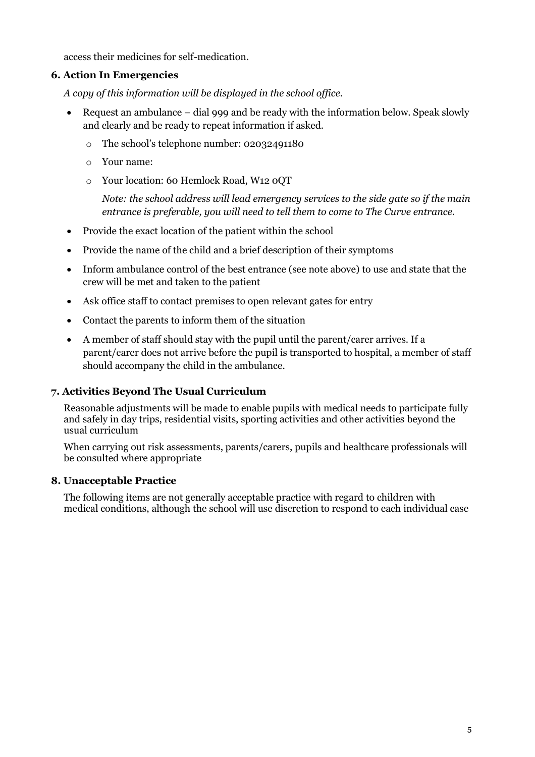access their medicines for self-medication.

### 6. Action In Emergencies

*A copy of this information will be displayed in the school office.*

- Request an ambulance – dial 999 and be ready with the information below. Speak slowly and clearly and be ready to repeat information if asked.
    - The school's telephone number: 02032491180
    - Your name:
    - Your location: 60 Hemlock Road, W12 0QT

      *Note: the school address will lead emergency services to the side gate so if the main entrance is preferable, you will need to tell them to come to The Curve entrance.*
- Provide the exact location of the patient within the school
- Provide the name of the child and a brief description of their symptoms
- Inform ambulance control of the best entrance (see note above) to use and state that the crew will be met and taken to the patient
- Ask office staff to contact premises to open relevant gates for entry
- Contact the parents to inform them of the situation
- A member of staff should stay with the pupil until the parent/carer arrives. If a parent/carer does not arrive before the pupil is transported to hospital, a member of staff should accompany the child in the ambulance.

### 7. Activities Beyond The Usual Curriculum

Reasonable adjustments will be made to enable pupils with medical needs to participate fully and safely in day trips, residential visits, sporting activities and other activities beyond the usual curriculum

When carrying out risk assessments, parents/carers, pupils and healthcare professionals will be consulted where appropriate

### 8. Unacceptable Practice

The following items are not generally acceptable practice with regard to children with medical conditions, although the school will use discretion to respond to each individual case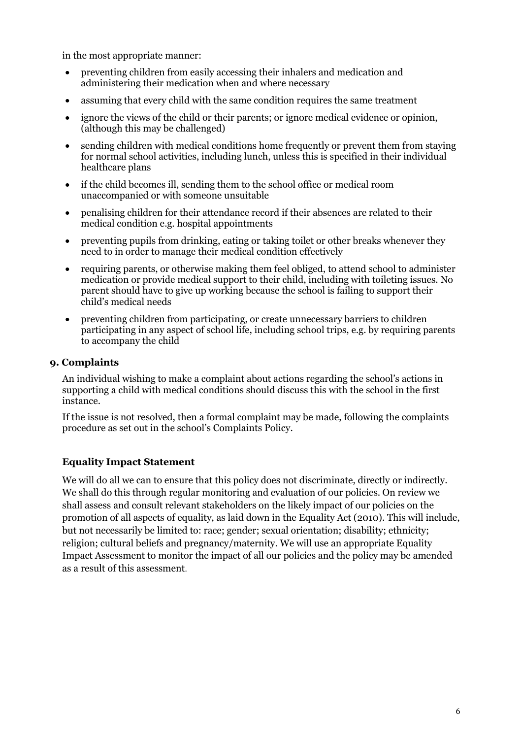in the most appropriate manner:

- preventing children from easily accessing their inhalers and medication and administering their medication when and where necessary
- assuming that every child with the same condition requires the same treatment
- ignore the views of the child or their parents; or ignore medical evidence or opinion, (although this may be challenged)
- sending children with medical conditions home frequently or prevent them from staying for normal school activities, including lunch, unless this is specified in their individual healthcare plans
- if the child becomes ill, sending them to the school office or medical room unaccompanied or with someone unsuitable
- penalising children for their attendance record if their absences are related to their medical condition e.g. hospital appointments
- preventing pupils from drinking, eating or taking toilet or other breaks whenever they need to in order to manage their medical condition effectively
- requiring parents, or otherwise making them feel obliged, to attend school to administer medication or provide medical support to their child, including with toileting issues. No parent should have to give up working because the school is failing to support their child's medical needs
- preventing children from participating, or create unnecessary barriers to children participating in any aspect of school life, including school trips, e.g. by requiring parents to accompany the child

## 9. Complaints

An individual wishing to make a complaint about actions regarding the school's actions in supporting a child with medical conditions should discuss this with the school in the first instance.

If the issue is not resolved, then a formal complaint may be made, following the complaints procedure as set out in the school's Complaints Policy.

### Equality Impact Statement

We will do all we can to ensure that this policy does not discriminate, directly or indirectly. We shall do this through regular monitoring and evaluation of our policies. On review we shall assess and consult relevant stakeholders on the likely impact of our policies on the promotion of all aspects of equality, as laid down in the Equality Act (2010). This will include, but not necessarily be limited to: race; gender; sexual orientation; disability; ethnicity; religion; cultural beliefs and pregnancy/maternity. We will use an appropriate Equality Impact Assessment to monitor the impact of all our policies and the policy may be amended as a result of this assessment.